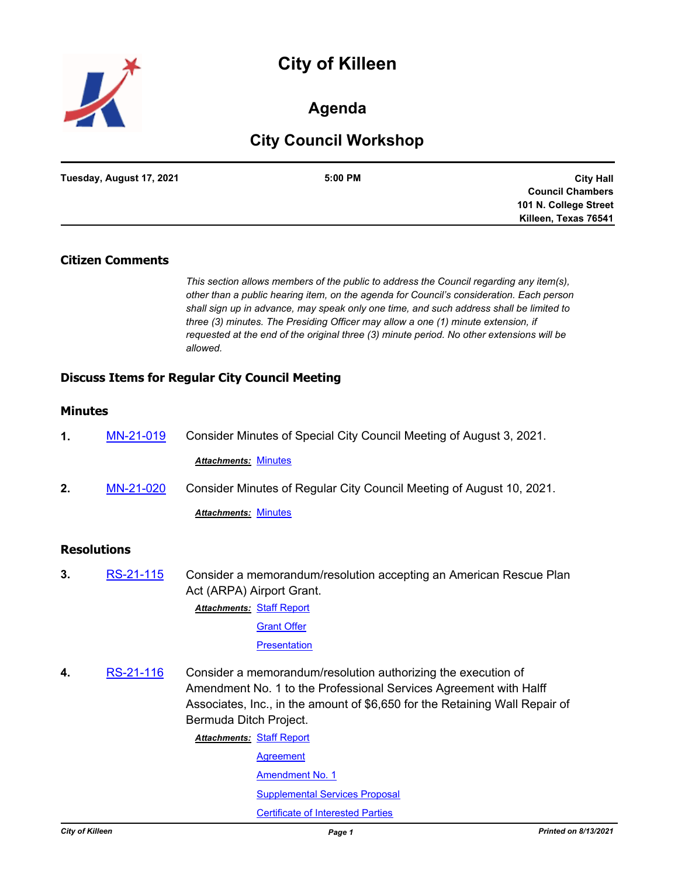# City of Killeen

## Agenda

## City Council Workshop

| Tuesday, August 17, 2021 | 5:00 PM | City Hall<br>Council Chambers<br>101 N. College Street<br>Killeen, Texas 76541 |
| --- | --- | --- |

### Citizen Comments

*This section allows members of the public to address the Council regarding any item(s), other than a public hearing item, on the agenda for Council's consideration. Each person shall sign up in advance, may speak only one time, and such address shall be limited to three (3) minutes. The Presiding Officer may allow a one (1) minute extension, if requested at the end of the original three (3) minute period. No other extensions will be allowed.*

### Discuss Items for Regular City Council Meeting

### Minutes

**1.** MN-21-019 Consider Minutes of Special City Council Meeting of August 3, 2021.

***Attachments:*** Minutes

**2.** MN-21-020 Consider Minutes of Regular City Council Meeting of August 10, 2021.

***Attachments:*** Minutes

### Resolutions

**3.** RS-21-115 Consider a memorandum/resolution accepting an American Rescue Plan Act (ARPA) Airport Grant.

***Attachments:*** Staff Report
Grant Offer
Presentation

**4.** RS-21-116 Consider a memorandum/resolution authorizing the execution of Amendment No. 1 to the Professional Services Agreement with Halff Associates, Inc., in the amount of $6,650 for the Retaining Wall Repair of Bermuda Ditch Project.

***Attachments:*** Staff Report
Agreement
Amendment No. 1
Supplemental Services Proposal
Certificate of Interested Parties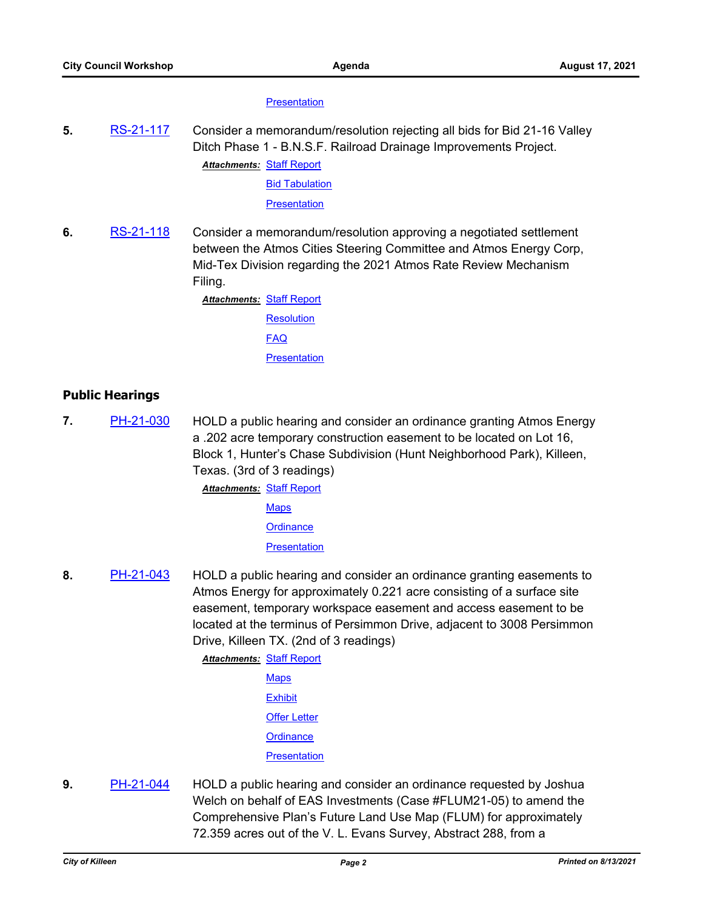Presentation

5. RS-21-117 Consider a memorandum/resolution rejecting all bids for Bid 21-16 Valley Ditch Phase 1 - B.N.S.F. Railroad Drainage Improvements Project.

   ***Attachments:*** Staff Report
   Bid Tabulation
   Presentation

6. RS-21-118 Consider a memorandum/resolution approving a negotiated settlement between the Atmos Cities Steering Committee and Atmos Energy Corp, Mid-Tex Division regarding the 2021 Atmos Rate Review Mechanism Filing.

   ***Attachments:*** Staff Report
   Resolution
   FAQ
   Presentation

## Public Hearings

7. PH-21-030 HOLD a public hearing and consider an ordinance granting Atmos Energy a .202 acre temporary construction easement to be located on Lot 16, Block 1, Hunter's Chase Subdivision (Hunt Neighborhood Park), Killeen, Texas. (3rd of 3 readings)

   ***Attachments:*** Staff Report
   Maps
   Ordinance
   Presentation

8. PH-21-043 HOLD a public hearing and consider an ordinance granting easements to Atmos Energy for approximately 0.221 acre consisting of a surface site easement, temporary workspace easement and access easement to be located at the terminus of Persimmon Drive, adjacent to 3008 Persimmon Drive, Killeen TX. (2nd of 3 readings)

   ***Attachments:*** Staff Report
   Maps
   Exhibit
   Offer Letter
   Ordinance
   Presentation

9. PH-21-044 HOLD a public hearing and consider an ordinance requested by Joshua Welch on behalf of EAS Investments (Case #FLUM21-05) to amend the Comprehensive Plan's Future Land Use Map (FLUM) for approximately 72.359 acres out of the V. L. Evans Survey, Abstract 288, from a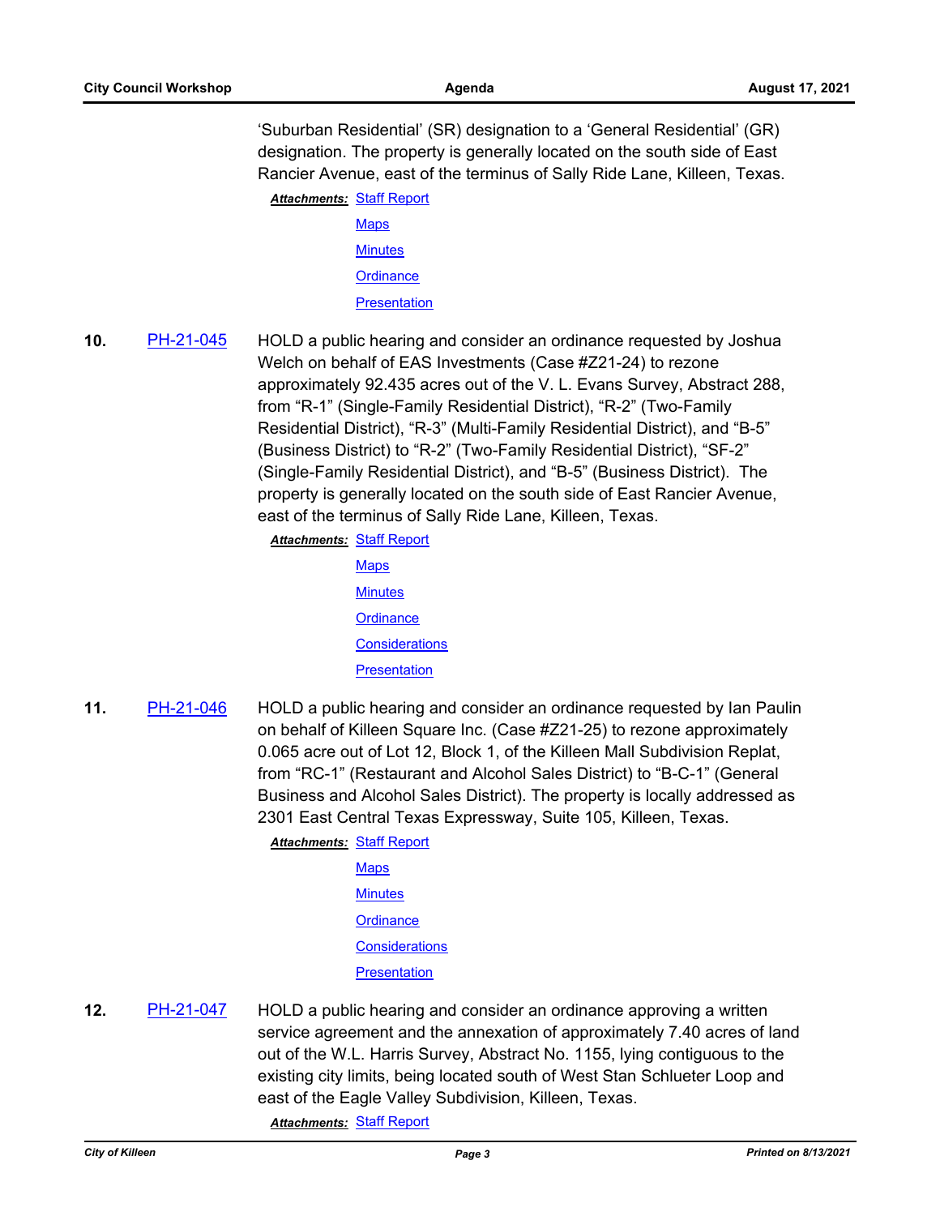'Suburban Residential' (SR) designation to a 'General Residential' (GR) designation. The property is generally located on the south side of East Rancier Avenue, east of the terminus of Sally Ride Lane, Killeen, Texas.

***Attachments:*** Staff Report
Maps
Minutes
Ordinance
Presentation

**10.** PH-21-045 HOLD a public hearing and consider an ordinance requested by Joshua Welch on behalf of EAS Investments (Case #Z21-24) to rezone approximately 92.435 acres out of the V. L. Evans Survey, Abstract 288, from "R-1" (Single-Family Residential District), "R-2" (Two-Family Residential District), "R-3" (Multi-Family Residential District), and "B-5" (Business District) to "R-2" (Two-Family Residential District), "SF-2" (Single-Family Residential District), and "B-5" (Business District). The property is generally located on the south side of East Rancier Avenue, east of the terminus of Sally Ride Lane, Killeen, Texas.

***Attachments:*** Staff Report
Maps
Minutes
Ordinance
Considerations
Presentation

**11.** PH-21-046 HOLD a public hearing and consider an ordinance requested by Ian Paulin on behalf of Killeen Square Inc. (Case #Z21-25) to rezone approximately 0.065 acre out of Lot 12, Block 1, of the Killeen Mall Subdivision Replat, from "RC-1" (Restaurant and Alcohol Sales District) to "B-C-1" (General Business and Alcohol Sales District). The property is locally addressed as 2301 East Central Texas Expressway, Suite 105, Killeen, Texas.

***Attachments:*** Staff Report
Maps
Minutes
Ordinance
Considerations
Presentation

**12.** PH-21-047 HOLD a public hearing and consider an ordinance approving a written service agreement and the annexation of approximately 7.40 acres of land out of the W.L. Harris Survey, Abstract No. 1155, lying contiguous to the existing city limits, being located south of West Stan Schlueter Loop and east of the Eagle Valley Subdivision, Killeen, Texas.

***Attachments:*** Staff Report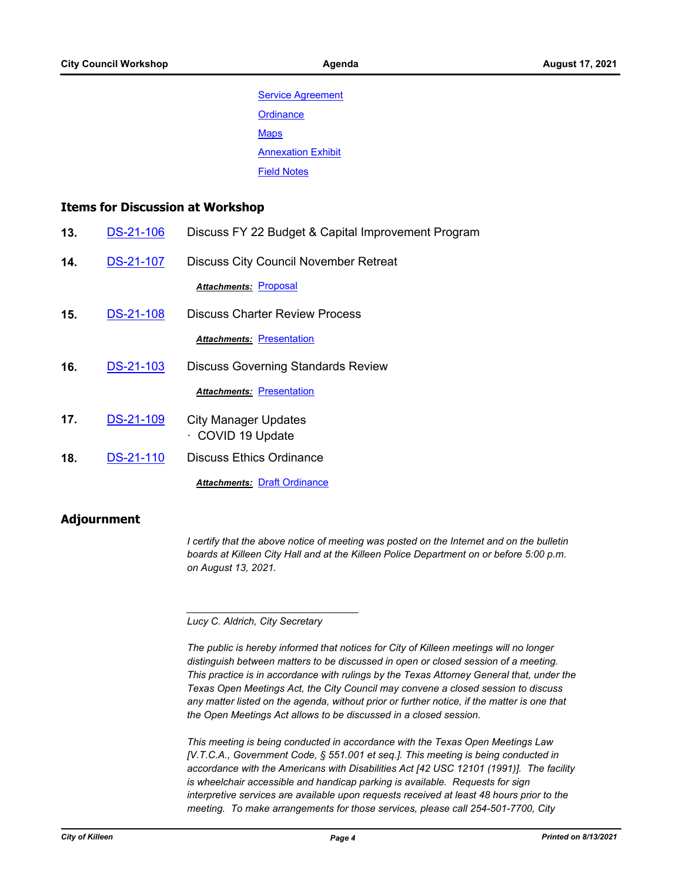Service Agreement

Ordinance

Maps

Annexation Exhibit

Field Notes

## Items for Discussion at Workshop

**13.** DS-21-106 Discuss FY 22 Budget & Capital Improvement Program

**14.** DS-21-107 Discuss City Council November Retreat

***Attachments:*** Proposal

**15.** DS-21-108 Discuss Charter Review Process

***Attachments:*** Presentation

**16.** DS-21-103 Discuss Governing Standards Review

***Attachments:*** Presentation

**17.** DS-21-109 City Manager Updates
· COVID 19 Update

**18.** DS-21-110 Discuss Ethics Ordinance

***Attachments:*** Draft Ordinance

## Adjournment

*I certify that the above notice of meeting was posted on the Internet and on the bulletin boards at Killeen City Hall and at the Killeen Police Department on or before 5:00 p.m. on August 13, 2021.*

_______________________________

*Lucy C. Aldrich, City Secretary*

*The public is hereby informed that notices for City of Killeen meetings will no longer distinguish between matters to be discussed in open or closed session of a meeting. This practice is in accordance with rulings by the Texas Attorney General that, under the Texas Open Meetings Act, the City Council may convene a closed session to discuss any matter listed on the agenda, without prior or further notice, if the matter is one that the Open Meetings Act allows to be discussed in a closed session.*

*This meeting is being conducted in accordance with the Texas Open Meetings Law [V.T.C.A., Government Code, § 551.001 et seq.]. This meeting is being conducted in accordance with the Americans with Disabilities Act [42 USC 12101 (1991)]. The facility is wheelchair accessible and handicap parking is available. Requests for sign interpretive services are available upon requests received at least 48 hours prior to the meeting. To make arrangements for those services, please call 254-501-7700, City*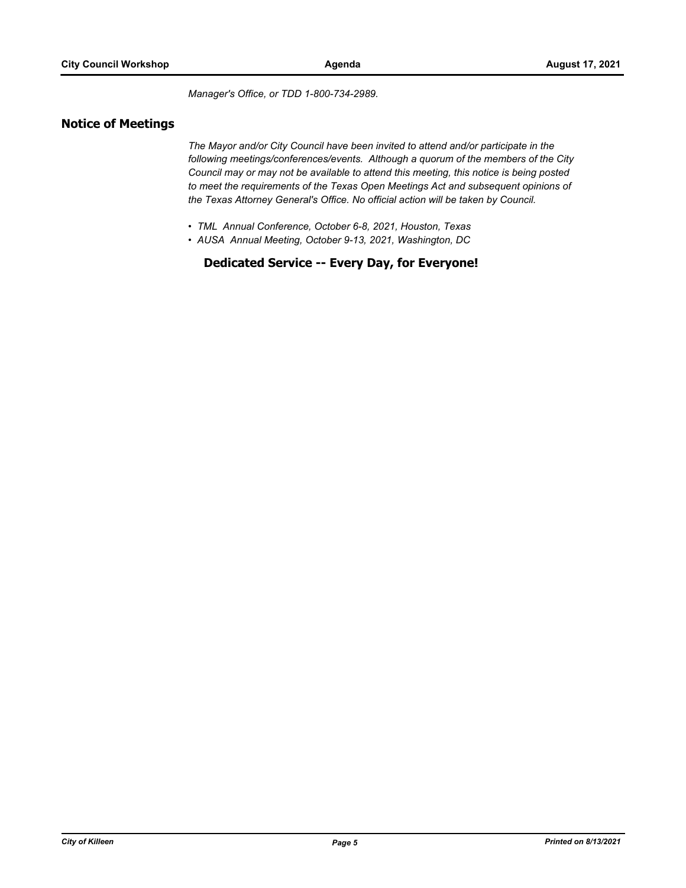*Manager's Office, or TDD 1-800-734-2989.*

## Notice of Meetings

*The Mayor and/or City Council have been invited to attend and/or participate in the following meetings/conferences/events. Although a quorum of the members of the City Council may or may not be available to attend this meeting, this notice is being posted to meet the requirements of the Texas Open Meetings Act and subsequent opinions of the Texas Attorney General's Office. No official action will be taken by Council.*

- *TML Annual Conference, October 6-8, 2021, Houston, Texas*
- *AUSA Annual Meeting, October 9-13, 2021, Washington, DC*

**Dedicated Service -- Every Day, for Everyone!**